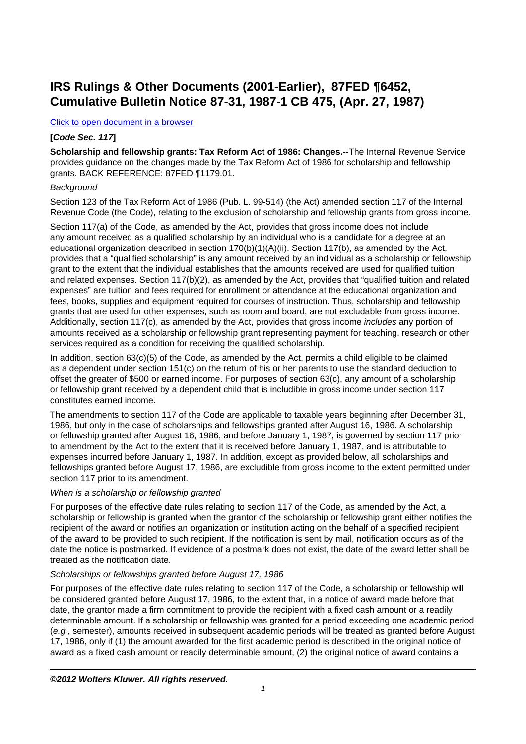# IRS Rulings & Other Documents (2001-Earlier), 87FED ¶6452, Cumulative Bulletin Notice 87-31, 1987-1 CB 475, (Apr. 27, 1987)

Click to open document in a browser

**[*Code Sec. 117*]**

**Scholarship and fellowship grants: Tax Reform Act of 1986: Changes.--**The Internal Revenue Service provides guidance on the changes made by the Tax Reform Act of 1986 for scholarship and fellowship grants. BACK REFERENCE: 87FED ¶1179.01.

*Background*

Section 123 of the Tax Reform Act of 1986 (Pub. L. 99-514) (the Act) amended section 117 of the Internal Revenue Code (the Code), relating to the exclusion of scholarship and fellowship grants from gross income.

Section 117(a) of the Code, as amended by the Act, provides that gross income does not include any amount received as a qualified scholarship by an individual who is a candidate for a degree at an educational organization described in section 170(b)(1)(A)(ii). Section 117(b), as amended by the Act, provides that a "qualified scholarship" is any amount received by an individual as a scholarship or fellowship grant to the extent that the individual establishes that the amounts received are used for qualified tuition and related expenses. Section 117(b)(2), as amended by the Act, provides that "qualified tuition and related expenses" are tuition and fees required for enrollment or attendance at the educational organization and fees, books, supplies and equipment required for courses of instruction. Thus, scholarship and fellowship grants that are used for other expenses, such as room and board, are not excludable from gross income. Additionally, section 117(c), as amended by the Act, provides that gross income *includes* any portion of amounts received as a scholarship or fellowship grant representing payment for teaching, research or other services required as a condition for receiving the qualified scholarship.

In addition, section 63(c)(5) of the Code, as amended by the Act, permits a child eligible to be claimed as a dependent under section 151(c) on the return of his or her parents to use the standard deduction to offset the greater of $500 or earned income. For purposes of section 63(c), any amount of a scholarship or fellowship grant received by a dependent child that is includible in gross income under section 117 constitutes earned income.

The amendments to section 117 of the Code are applicable to taxable years beginning after December 31, 1986, but only in the case of scholarships and fellowships granted after August 16, 1986. A scholarship or fellowship granted after August 16, 1986, and before January 1, 1987, is governed by section 117 prior to amendment by the Act to the extent that it is received before January 1, 1987, and is attributable to expenses incurred before January 1, 1987. In addition, except as provided below, all scholarships and fellowships granted before August 17, 1986, are excludible from gross income to the extent permitted under section 117 prior to its amendment.

*When is a scholarship or fellowship granted*

For purposes of the effective date rules relating to section 117 of the Code, as amended by the Act, a scholarship or fellowship is granted when the grantor of the scholarship or fellowship grant either notifies the recipient of the award or notifies an organization or institution acting on the behalf of a specified recipient of the award to be provided to such recipient. If the notification is sent by mail, notification occurs as of the date the notice is postmarked. If evidence of a postmark does not exist, the date of the award letter shall be treated as the notification date.

*Scholarships or fellowships granted before August 17, 1986*

For purposes of the effective date rules relating to section 117 of the Code, a scholarship or fellowship will be considered granted before August 17, 1986, to the extent that, in a notice of award made before that date, the grantor made a firm commitment to provide the recipient with a fixed cash amount or a readily determinable amount. If a scholarship or fellowship was granted for a period exceeding one academic period (*e.g.,* semester), amounts received in subsequent academic periods will be treated as granted before August 17, 1986, only if (1) the amount awarded for the first academic period is described in the original notice of award as a fixed cash amount or readily determinable amount, (2) the original notice of award contains a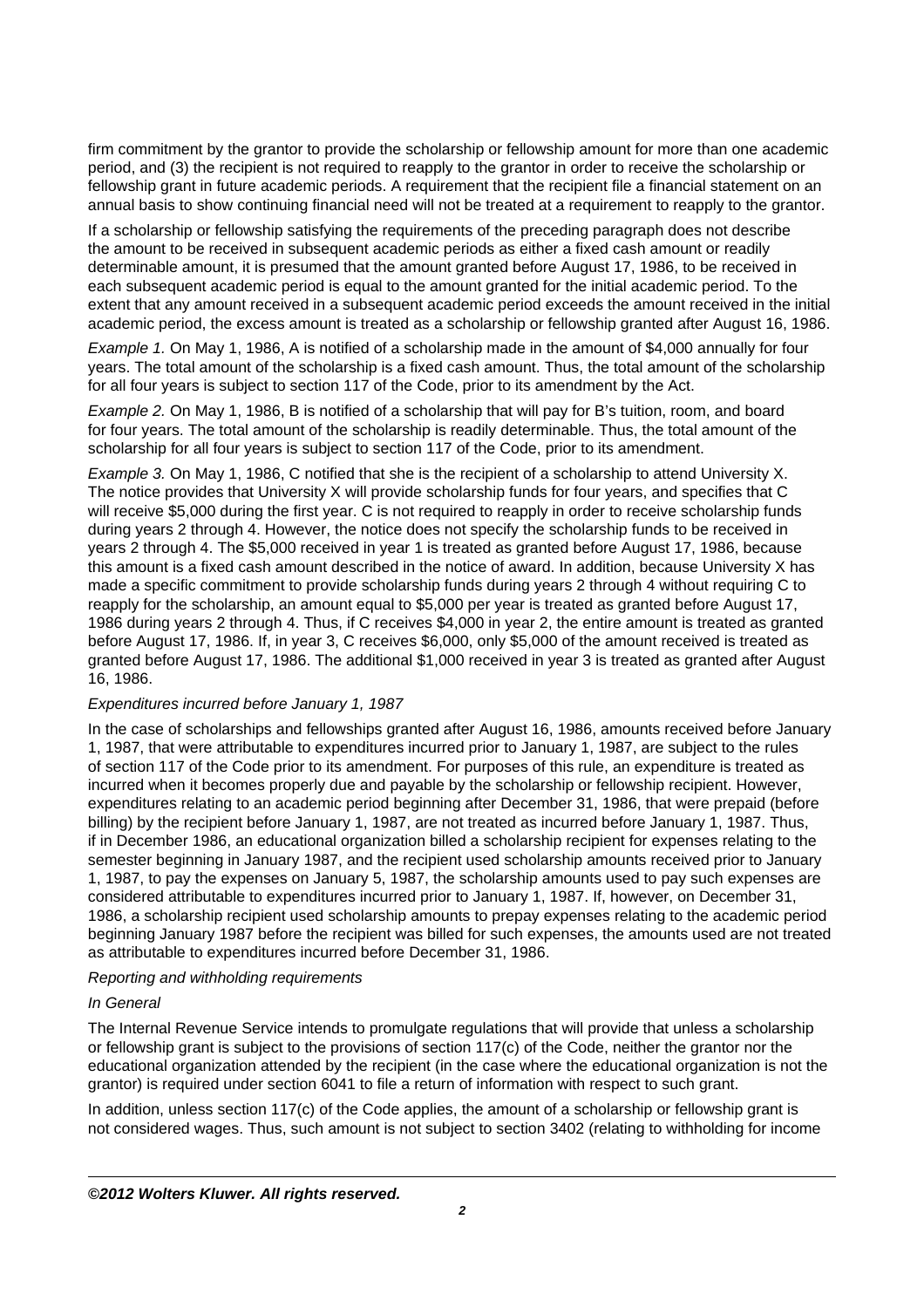firm commitment by the grantor to provide the scholarship or fellowship amount for more than one academic period, and (3) the recipient is not required to reapply to the grantor in order to receive the scholarship or fellowship grant in future academic periods. A requirement that the recipient file a financial statement on an annual basis to show continuing financial need will not be treated at a requirement to reapply to the grantor.

If a scholarship or fellowship satisfying the requirements of the preceding paragraph does not describe the amount to be received in subsequent academic periods as either a fixed cash amount or readily determinable amount, it is presumed that the amount granted before August 17, 1986, to be received in each subsequent academic period is equal to the amount granted for the initial academic period. To the extent that any amount received in a subsequent academic period exceeds the amount received in the initial academic period, the excess amount is treated as a scholarship or fellowship granted after August 16, 1986.

*Example 1.* On May 1, 1986, A is notified of a scholarship made in the amount of $4,000 annually for four years. The total amount of the scholarship is a fixed cash amount. Thus, the total amount of the scholarship for all four years is subject to section 117 of the Code, prior to its amendment by the Act.

*Example 2.* On May 1, 1986, B is notified of a scholarship that will pay for B's tuition, room, and board for four years. The total amount of the scholarship is readily determinable. Thus, the total amount of the scholarship for all four years is subject to section 117 of the Code, prior to its amendment.

*Example 3.* On May 1, 1986, C notified that she is the recipient of a scholarship to attend University X. The notice provides that University X will provide scholarship funds for four years, and specifies that C will receive $5,000 during the first year. C is not required to reapply in order to receive scholarship funds during years 2 through 4. However, the notice does not specify the scholarship funds to be received in years 2 through 4. The $5,000 received in year 1 is treated as granted before August 17, 1986, because this amount is a fixed cash amount described in the notice of award. In addition, because University X has made a specific commitment to provide scholarship funds during years 2 through 4 without requiring C to reapply for the scholarship, an amount equal to $5,000 per year is treated as granted before August 17, 1986 during years 2 through 4. Thus, if C receives $4,000 in year 2, the entire amount is treated as granted before August 17, 1986. If, in year 3, C receives $6,000, only $5,000 of the amount received is treated as granted before August 17, 1986. The additional $1,000 received in year 3 is treated as granted after August 16, 1986.

*Expenditures incurred before January 1, 1987*

In the case of scholarships and fellowships granted after August 16, 1986, amounts received before January 1, 1987, that were attributable to expenditures incurred prior to January 1, 1987, are subject to the rules of section 117 of the Code prior to its amendment. For purposes of this rule, an expenditure is treated as incurred when it becomes properly due and payable by the scholarship or fellowship recipient. However, expenditures relating to an academic period beginning after December 31, 1986, that were prepaid (before billing) by the recipient before January 1, 1987, are not treated as incurred before January 1, 1987. Thus, if in December 1986, an educational organization billed a scholarship recipient for expenses relating to the semester beginning in January 1987, and the recipient used scholarship amounts received prior to January 1, 1987, to pay the expenses on January 5, 1987, the scholarship amounts used to pay such expenses are considered attributable to expenditures incurred prior to January 1, 1987. If, however, on December 31, 1986, a scholarship recipient used scholarship amounts to prepay expenses relating to the academic period beginning January 1987 before the recipient was billed for such expenses, the amounts used are not treated as attributable to expenditures incurred before December 31, 1986.

*Reporting and withholding requirements*

*In General*

The Internal Revenue Service intends to promulgate regulations that will provide that unless a scholarship or fellowship grant is subject to the provisions of section 117(c) of the Code, neither the grantor nor the educational organization attended by the recipient (in the case where the educational organization is not the grantor) is required under section 6041 to file a return of information with respect to such grant.

In addition, unless section 117(c) of the Code applies, the amount of a scholarship or fellowship grant is not considered wages. Thus, such amount is not subject to section 3402 (relating to withholding for income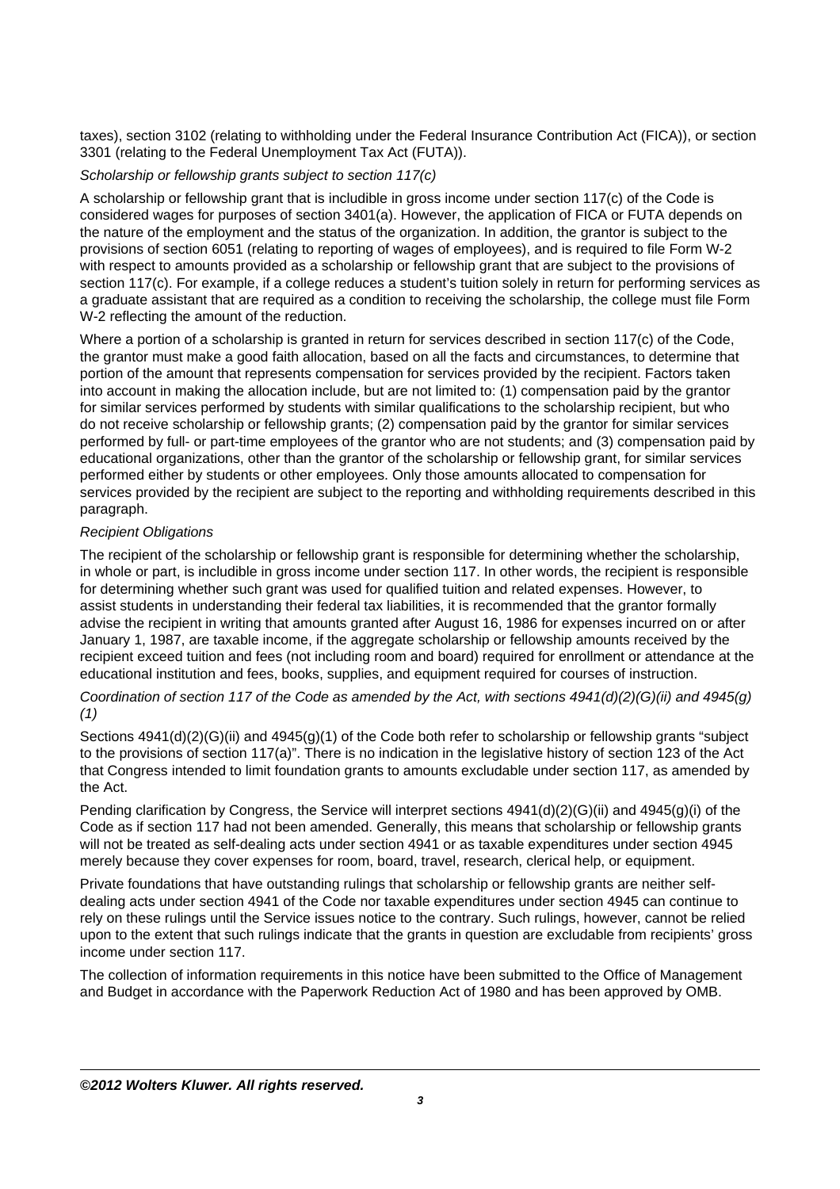taxes), section 3102 (relating to withholding under the Federal Insurance Contribution Act (FICA)), or section 3301 (relating to the Federal Unemployment Tax Act (FUTA)).

*Scholarship or fellowship grants subject to section 117(c)*

A scholarship or fellowship grant that is includible in gross income under section 117(c) of the Code is considered wages for purposes of section 3401(a). However, the application of FICA or FUTA depends on the nature of the employment and the status of the organization. In addition, the grantor is subject to the provisions of section 6051 (relating to reporting of wages of employees), and is required to file Form W-2 with respect to amounts provided as a scholarship or fellowship grant that are subject to the provisions of section 117(c). For example, if a college reduces a student's tuition solely in return for performing services as a graduate assistant that are required as a condition to receiving the scholarship, the college must file Form W-2 reflecting the amount of the reduction.

Where a portion of a scholarship is granted in return for services described in section 117(c) of the Code, the grantor must make a good faith allocation, based on all the facts and circumstances, to determine that portion of the amount that represents compensation for services provided by the recipient. Factors taken into account in making the allocation include, but are not limited to: (1) compensation paid by the grantor for similar services performed by students with similar qualifications to the scholarship recipient, but who do not receive scholarship or fellowship grants; (2) compensation paid by the grantor for similar services performed by full- or part-time employees of the grantor who are not students; and (3) compensation paid by educational organizations, other than the grantor of the scholarship or fellowship grant, for similar services performed either by students or other employees. Only those amounts allocated to compensation for services provided by the recipient are subject to the reporting and withholding requirements described in this paragraph.

*Recipient Obligations*

The recipient of the scholarship or fellowship grant is responsible for determining whether the scholarship, in whole or part, is includible in gross income under section 117. In other words, the recipient is responsible for determining whether such grant was used for qualified tuition and related expenses. However, to assist students in understanding their federal tax liabilities, it is recommended that the grantor formally advise the recipient in writing that amounts granted after August 16, 1986 for expenses incurred on or after January 1, 1987, are taxable income, if the aggregate scholarship or fellowship amounts received by the recipient exceed tuition and fees (not including room and board) required for enrollment or attendance at the educational institution and fees, books, supplies, and equipment required for courses of instruction.

*Coordination of section 117 of the Code as amended by the Act, with sections 4941(d)(2)(G)(ii) and 4945(g)(1)*

Sections 4941(d)(2)(G)(ii) and 4945(g)(1) of the Code both refer to scholarship or fellowship grants "subject to the provisions of section 117(a)". There is no indication in the legislative history of section 123 of the Act that Congress intended to limit foundation grants to amounts excludable under section 117, as amended by the Act.

Pending clarification by Congress, the Service will interpret sections 4941(d)(2)(G)(ii) and 4945(g)(i) of the Code as if section 117 had not been amended. Generally, this means that scholarship or fellowship grants will not be treated as self-dealing acts under section 4941 or as taxable expenditures under section 4945 merely because they cover expenses for room, board, travel, research, clerical help, or equipment.

Private foundations that have outstanding rulings that scholarship or fellowship grants are neither self-dealing acts under section 4941 of the Code nor taxable expenditures under section 4945 can continue to rely on these rulings until the Service issues notice to the contrary. Such rulings, however, cannot be relied upon to the extent that such rulings indicate that the grants in question are excludable from recipients' gross income under section 117.

The collection of information requirements in this notice have been submitted to the Office of Management and Budget in accordance with the Paperwork Reduction Act of 1980 and has been approved by OMB.

***©2012 Wolters Kluwer. All rights reserved.***